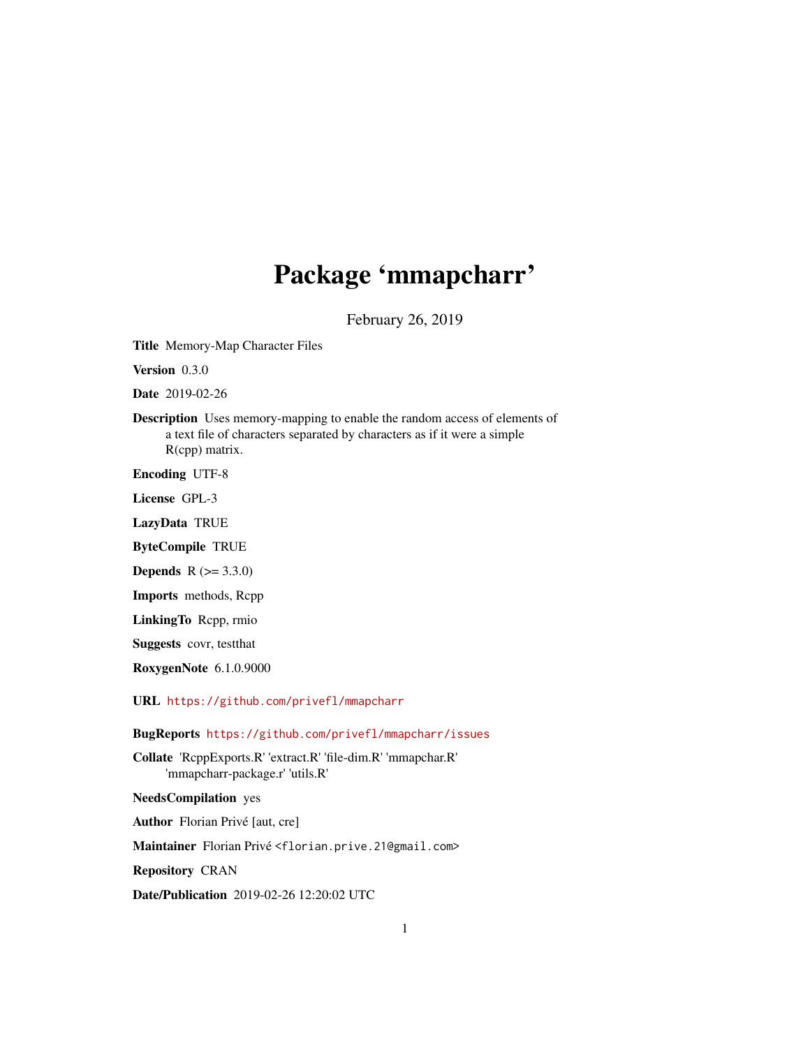# Package 'mmapcharr'

February 26, 2019

**Title** Memory-Map Character Files

**Version** 0.3.0

**Date** 2019-02-26

**Description** Uses memory-mapping to enable the random access of elements of a text file of characters separated by characters as if it were a simple R(cpp) matrix.

**Encoding** UTF-8

**License** GPL-3

**LazyData** TRUE

**ByteCompile** TRUE

**Depends** R (>= 3.3.0)

**Imports** methods, Rcpp

**LinkingTo** Rcpp, rmio

**Suggests** covr, testthat

**RoxygenNote** 6.1.0.9000

**URL** https://github.com/privefl/mmapcharr

**BugReports** https://github.com/privefl/mmapcharr/issues

**Collate** 'RcppExports.R' 'extract.R' 'file-dim.R' 'mmapchar.R' 'mmapcharr-package.r' 'utils.R'

**NeedsCompilation** yes

**Author** Florian Privé [aut, cre]

**Maintainer** Florian Privé <florian.prive.21@gmail.com>

**Repository** CRAN

**Date/Publication** 2019-02-26 12:20:02 UTC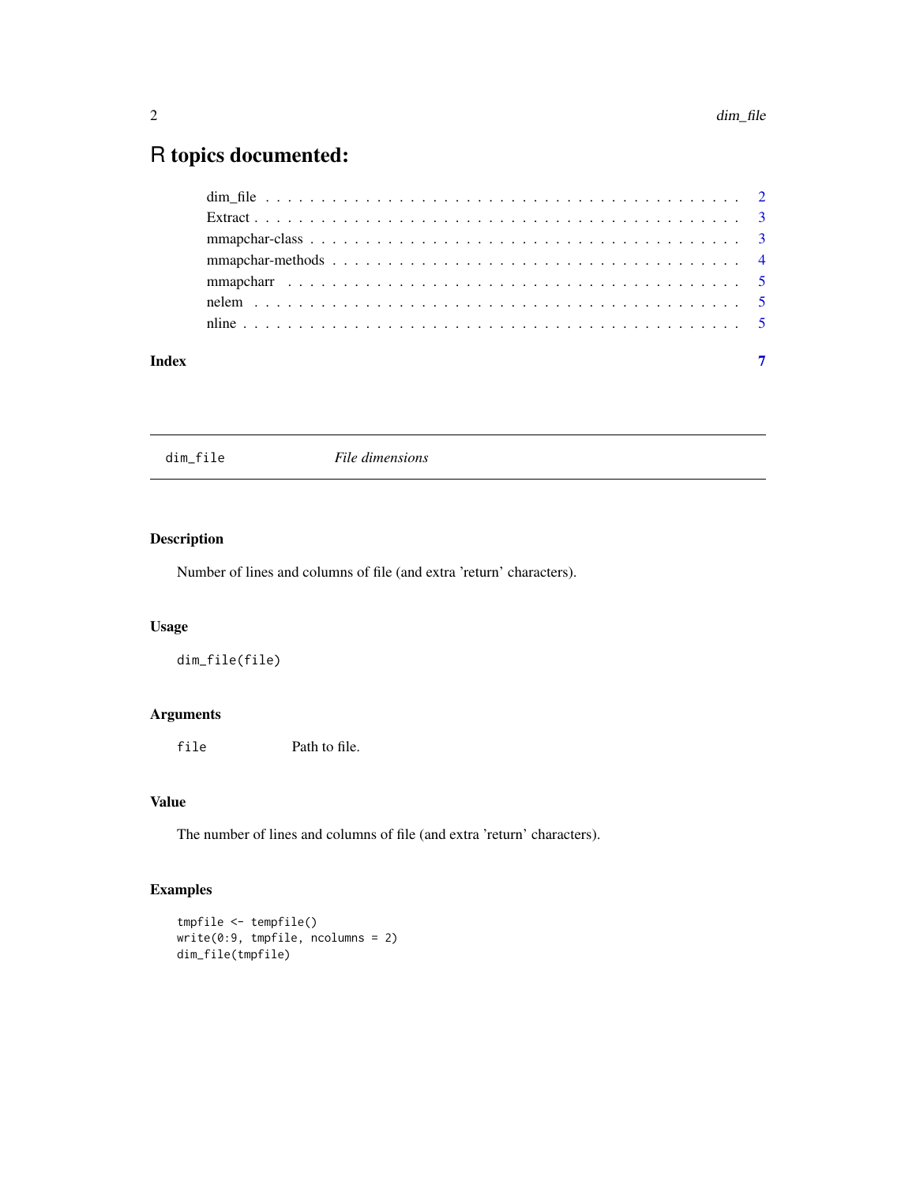# R topics documented:

dim_file . . . . . . . . . . . . . . . . . . . . . . . . . . . . . . . . . . . . . . . . . . 2
Extract . . . . . . . . . . . . . . . . . . . . . . . . . . . . . . . . . . . . . . . . . . . 3
mmapchar-class . . . . . . . . . . . . . . . . . . . . . . . . . . . . . . . . . . . . . . 3
mmapchar-methods . . . . . . . . . . . . . . . . . . . . . . . . . . . . . . . . . . . . 4
mmapcharr . . . . . . . . . . . . . . . . . . . . . . . . . . . . . . . . . . . . . . . . . 5
nelem . . . . . . . . . . . . . . . . . . . . . . . . . . . . . . . . . . . . . . . . . . . . 5
nline . . . . . . . . . . . . . . . . . . . . . . . . . . . . . . . . . . . . . . . . . . . . . 5

**Index** 7

---

`dim_file` *File dimensions*

---

## Description

Number of lines and columns of file (and extra 'return' characters).

## Usage

```
dim_file(file)
```

## Arguments

| | |
|---|---|
| `file` | Path to file. |

## Value

The number of lines and columns of file (and extra 'return' characters).

## Examples

```
tmpfile <- tempfile()
write(0:9, tmpfile, ncolumns = 2)
dim_file(tmpfile)
```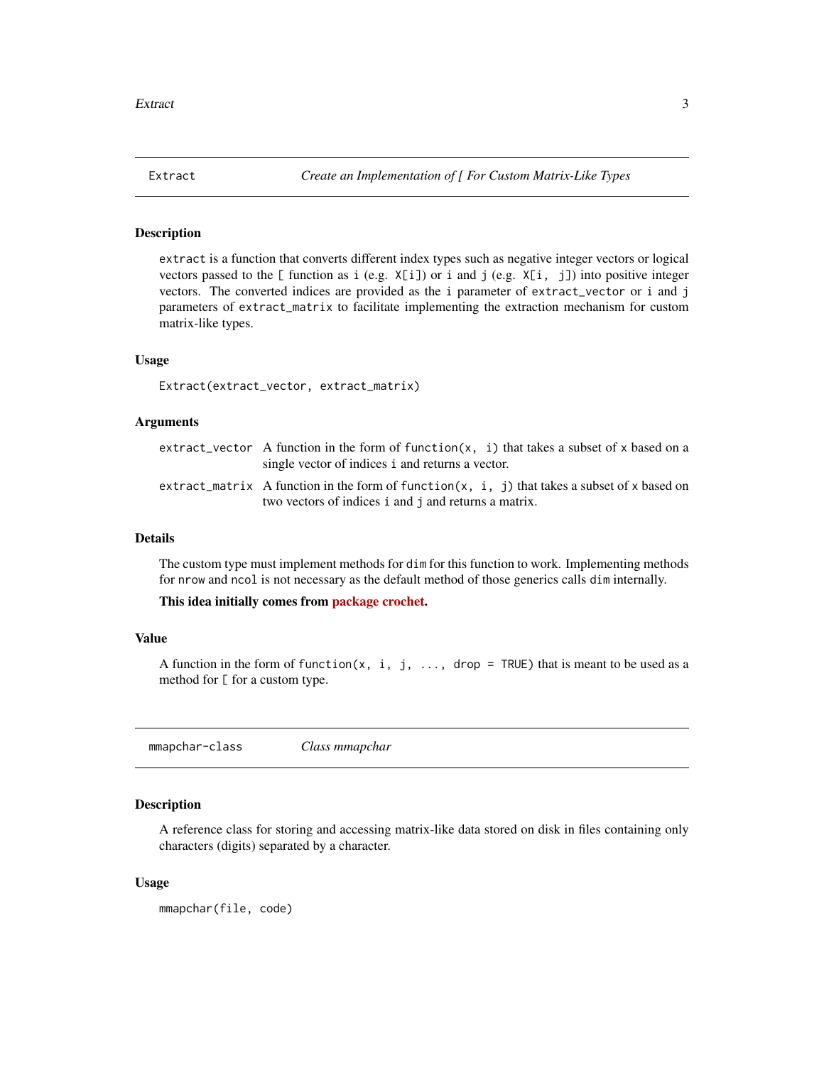## Extract — *Create an Implementation of [ For Custom Matrix-Like Types*

### Description

`extract` is a function that converts different index types such as negative integer vectors or logical vectors passed to the `[` function as `i` (e.g. `X[i]`) or `i` and `j` (e.g. `X[i, j]`) into positive integer vectors. The converted indices are provided as the `i` parameter of `extract_vector` or `i` and `j` parameters of `extract_matrix` to facilitate implementing the extraction mechanism for custom matrix-like types.

### Usage

```
Extract(extract_vector, extract_matrix)
```

### Arguments

| | |
|---|---|
| `extract_vector` | A function in the form of `function(x, i)` that takes a subset of `x` based on a single vector of indices `i` and returns a vector. |
| `extract_matrix` | A function in the form of `function(x, i, j)` that takes a subset of `x` based on two vectors of indices `i` and `j` and returns a matrix. |

### Details

The custom type must implement methods for `dim` for this function to work. Implementing methods for `nrow` and `ncol` is not necessary as the default method of those generics calls `dim` internally.

**This idea initially comes from package crochet.**

### Value

A function in the form of `function(x, i, j, ..., drop = TRUE)` that is meant to be used as a method for `[` for a custom type.

## mmapchar-class — *Class mmapchar*

### Description

A reference class for storing and accessing matrix-like data stored on disk in files containing only characters (digits) separated by a character.

### Usage

```
mmapchar(file, code)
```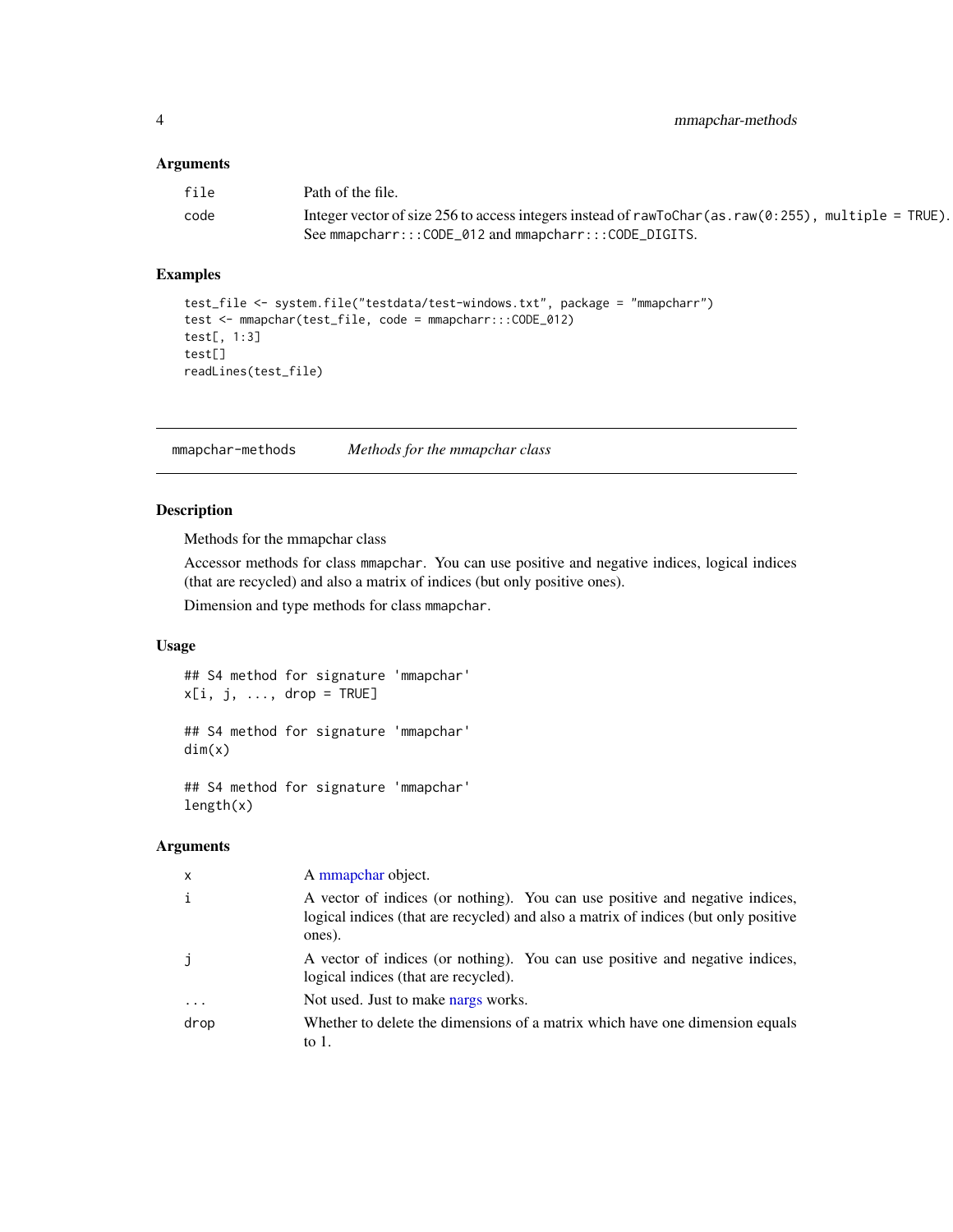### Arguments

| | |
|---|---|
| file | Path of the file. |
| code | Integer vector of size 256 to access integers instead of `rawToChar(as.raw(0:255), multiple = TRUE)`. See `mmapcharr:::CODE_012` and `mmapcharr:::CODE_DIGITS`. |

### Examples

```
test_file <- system.file("testdata/test-windows.txt", package = "mmapcharr")
test <- mmapchar(test_file, code = mmapcharr:::CODE_012)
test[, 1:3]
test[]
readLines(test_file)
```

---

## mmapchar-methods *Methods for the mmapchar class*

---

### Description

Methods for the mmapchar class

Accessor methods for class `mmapchar`. You can use positive and negative indices, logical indices (that are recycled) and also a matrix of indices (but only positive ones).

Dimension and type methods for class `mmapchar`.

### Usage

```
## S4 method for signature 'mmapchar'
x[i, j, ..., drop = TRUE]

## S4 method for signature 'mmapchar'
dim(x)

## S4 method for signature 'mmapchar'
length(x)
```

### Arguments

| | |
|---|---|
| x | A mmapchar object. |
| i | A vector of indices (or nothing). You can use positive and negative indices, logical indices (that are recycled) and also a matrix of indices (but only positive ones). |
| j | A vector of indices (or nothing). You can use positive and negative indices, logical indices (that are recycled). |
| ... | Not used. Just to make nargs works. |
| drop | Whether to delete the dimensions of a matrix which have one dimension equals to 1. |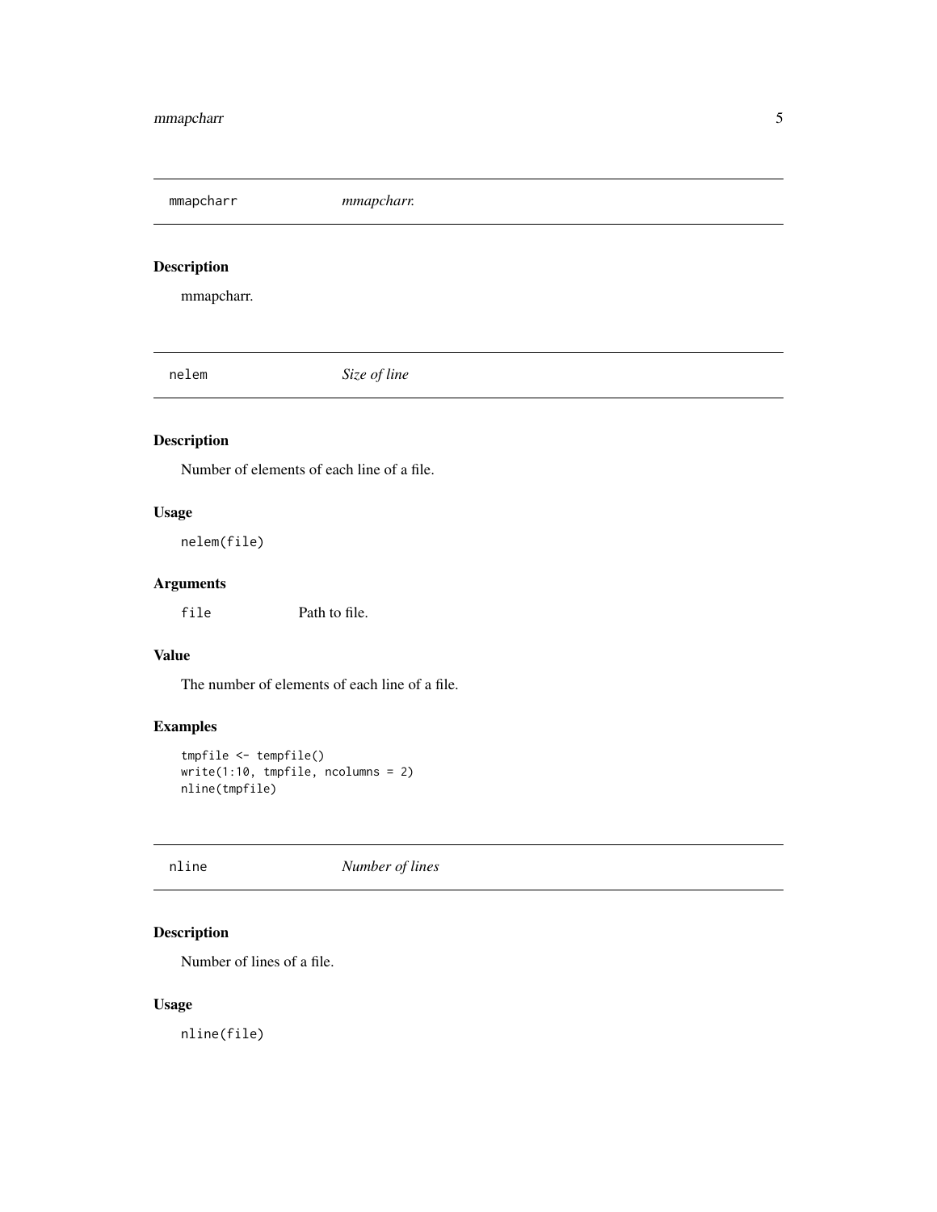## mmapcharr *mmapcharr.*

### Description

mmapcharr.

## nelem *Size of line*

### Description

Number of elements of each line of a file.

### Usage

```
nelem(file)
```

### Arguments

| | |
|---|---|
| file | Path to file. |

### Value

The number of elements of each line of a file.

### Examples

```
tmpfile <- tempfile()
write(1:10, tmpfile, ncolumns = 2)
nline(tmpfile)
```

## nline *Number of lines*

### Description

Number of lines of a file.

### Usage

```
nline(file)
```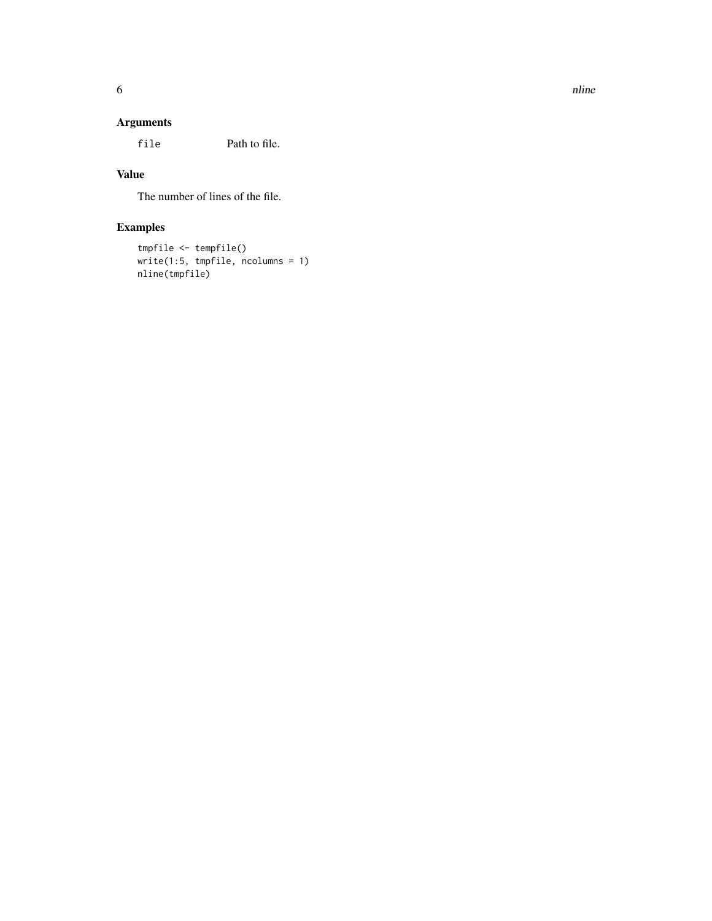### Arguments

`file` Path to file.

### Value

The number of lines of the file.

### Examples

```
tmpfile <- tempfile()
write(1:5, tmpfile, ncolumns = 1)
nline(tmpfile)
```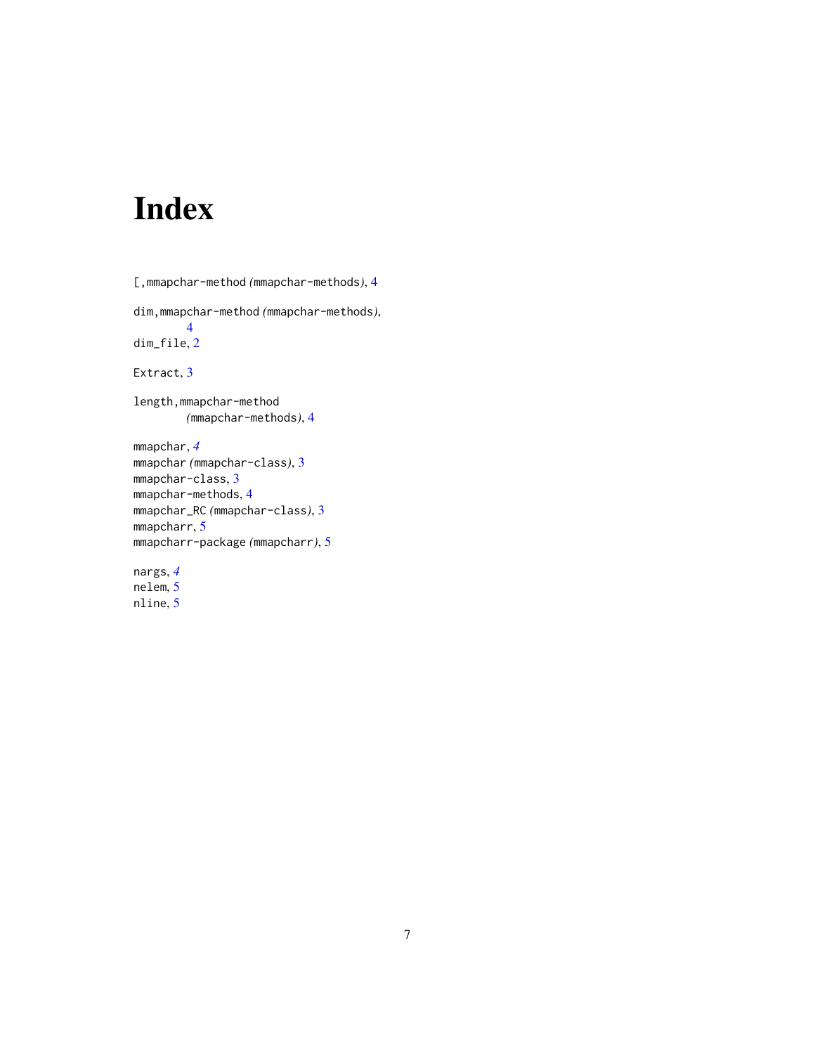# Index

[,mmapchar-method *(*mmapchar-methods*)*, 4

dim,mmapchar-method *(*mmapchar-methods*)*, 4
dim_file, 2

Extract, 3

length,mmapchar-method *(*mmapchar-methods*)*, 4

mmapchar, *4*
mmapchar *(*mmapchar-class*)*, 3
mmapchar-class, 3
mmapchar-methods, 4
mmapchar_RC *(*mmapchar-class*)*, 3
mmapcharr, 5
mmapcharr-package *(*mmapcharr*)*, 5

nargs, *4*
nelem, 5
nline, 5